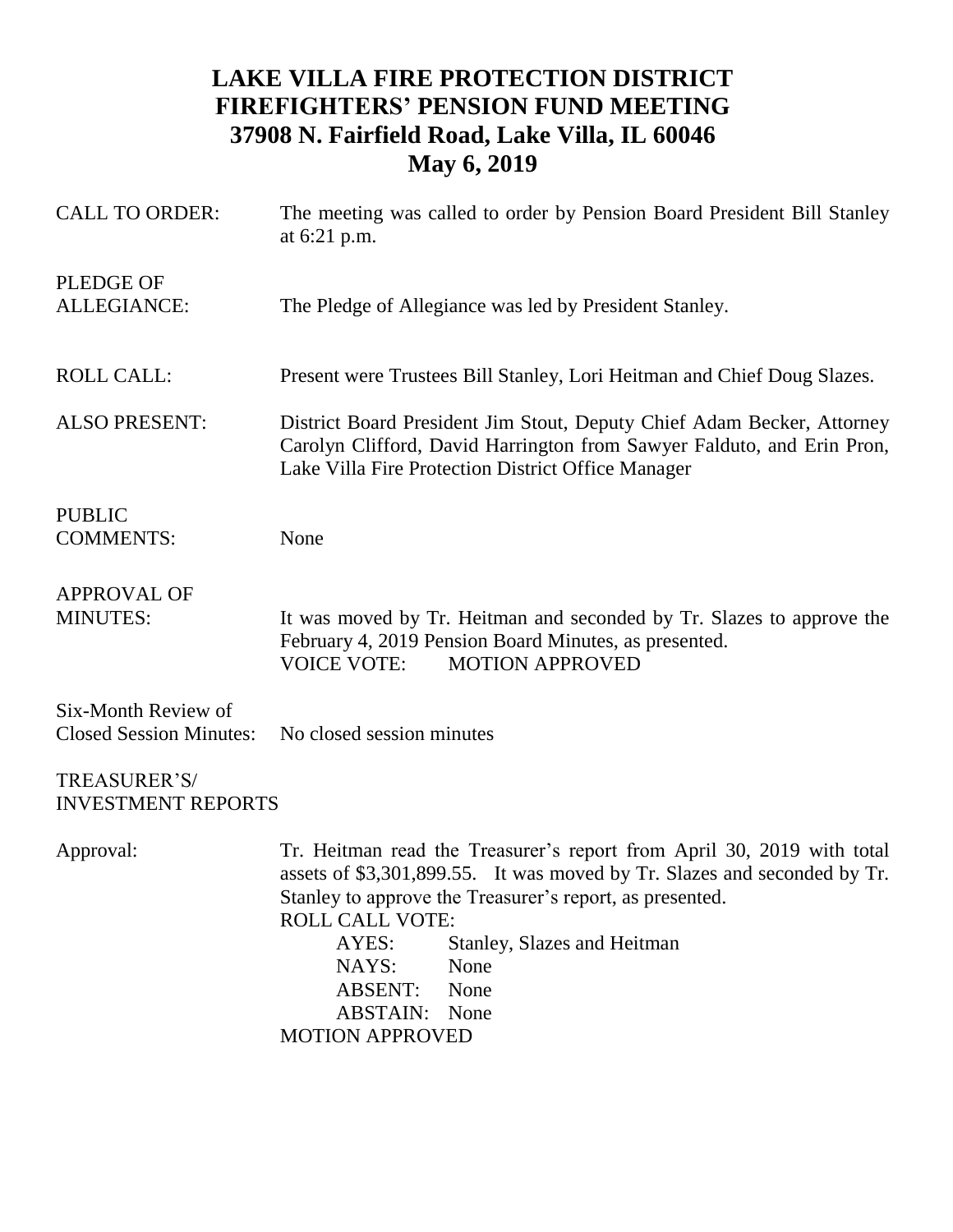# LAKE VILLA FIRE PROTECTION DISTRICT
# FIREFIGHTERS' PENSION FUND MEETING
# 37908 N. Fairfield Road, Lake Villa, IL 60046
# May 6, 2019

**CALL TO ORDER:** The meeting was called to order by Pension Board President Bill Stanley at 6:21 p.m.

**PLEDGE OF ALLEGIANCE:** The Pledge of Allegiance was led by President Stanley.

**ROLL CALL:** Present were Trustees Bill Stanley, Lori Heitman and Chief Doug Slazes.

**ALSO PRESENT:** District Board President Jim Stout, Deputy Chief Adam Becker, Attorney Carolyn Clifford, David Harrington from Sawyer Falduto, and Erin Pron, Lake Villa Fire Protection District Office Manager

**PUBLIC COMMENTS:** None

**APPROVAL OF MINUTES:** It was moved by Tr. Heitman and seconded by Tr. Slazes to approve the February 4, 2019 Pension Board Minutes, as presented.
VOICE VOTE: MOTION APPROVED

**Six-Month Review of Closed Session Minutes:** No closed session minutes

**TREASURER'S/ INVESTMENT REPORTS**

**Approval:** Tr. Heitman read the Treasurer's report from April 30, 2019 with total assets of $3,301,899.55. It was moved by Tr. Slazes and seconded by Tr. Stanley to approve the Treasurer's report, as presented.

ROLL CALL VOTE:
- AYES: Stanley, Slazes and Heitman
- NAYS: None
- ABSENT: None
- ABSTAIN: None

MOTION APPROVED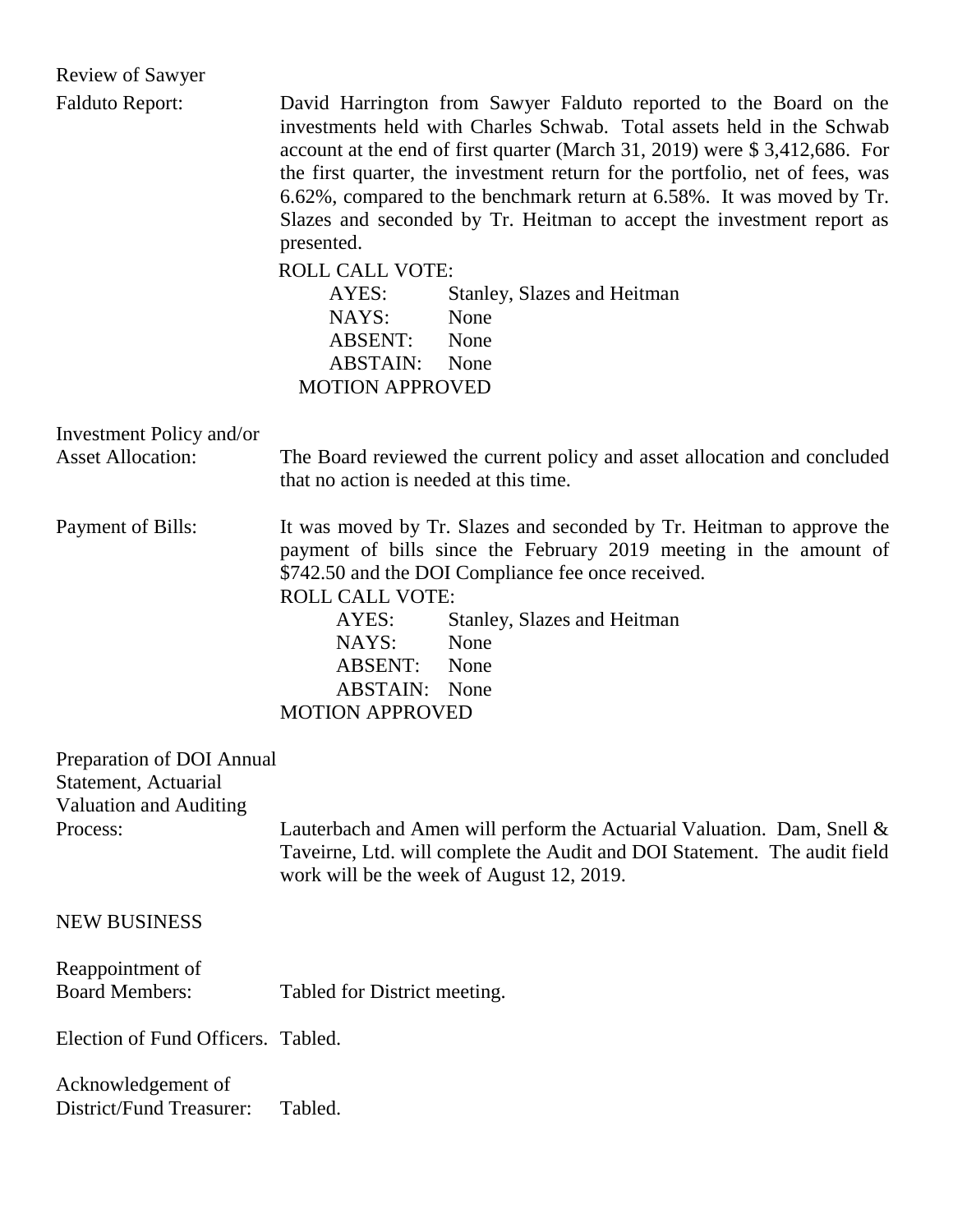**Review of Sawyer Falduto Report:**

David Harrington from Sawyer Falduto reported to the Board on the investments held with Charles Schwab. Total assets held in the Schwab account at the end of first quarter (March 31, 2019) were $ 3,412,686. For the first quarter, the investment return for the portfolio, net of fees, was 6.62%, compared to the benchmark return at 6.58%. It was moved by Tr. Slazes and seconded by Tr. Heitman to accept the investment report as presented.

ROLL CALL VOTE:

AYES: Stanley, Slazes and Heitman
NAYS: None
ABSENT: None
ABSTAIN: None

MOTION APPROVED

**Investment Policy and/or Asset Allocation:**

The Board reviewed the current policy and asset allocation and concluded that no action is needed at this time.

**Payment of Bills:**

It was moved by Tr. Slazes and seconded by Tr. Heitman to approve the payment of bills since the February 2019 meeting in the amount of $742.50 and the DOI Compliance fee once received.

ROLL CALL VOTE:

AYES: Stanley, Slazes and Heitman
NAYS: None
ABSENT: None
ABSTAIN: None

MOTION APPROVED

**Preparation of DOI Annual Statement, Actuarial Valuation and Auditing Process:**

Lauterbach and Amen will perform the Actuarial Valuation. Dam, Snell & Taveirne, Ltd. will complete the Audit and DOI Statement. The audit field work will be the week of August 12, 2019.

## NEW BUSINESS

**Reappointment of Board Members:** Tabled for District meeting.

**Election of Fund Officers.** Tabled.

**Acknowledgement of District/Fund Treasurer:** Tabled.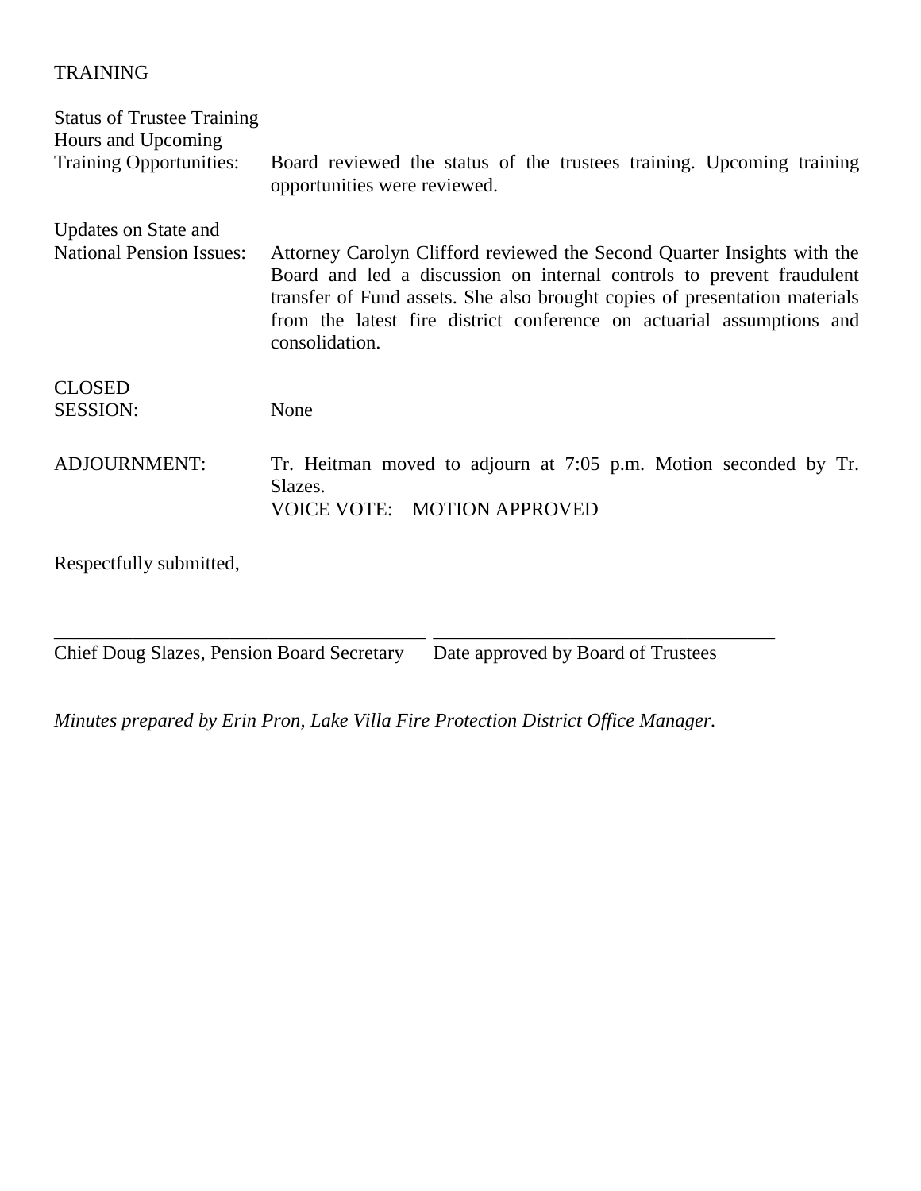TRAINING

**Status of Trustee Training Hours and Upcoming Training Opportunities:** Board reviewed the status of the trustees training. Upcoming training opportunities were reviewed.

**Updates on State and National Pension Issues:** Attorney Carolyn Clifford reviewed the Second Quarter Insights with the Board and led a discussion on internal controls to prevent fraudulent transfer of Fund assets. She also brought copies of presentation materials from the latest fire district conference on actuarial assumptions and consolidation.

CLOSED SESSION: None

ADJOURNMENT: Tr. Heitman moved to adjourn at 7:05 p.m. Motion seconded by Tr. Slazes.
VOICE VOTE: MOTION APPROVED

Respectfully submitted,

\_\_\_\_\_\_\_\_\_\_\_\_\_\_\_\_\_\_\_\_\_\_\_\_\_\_\_\_\_\_\_\_\_\_\_\_\_\_ \_\_\_\_\_\_\_\_\_\_\_\_\_\_\_\_\_\_\_\_\_\_\_\_\_\_\_\_\_\_\_\_\_\_\_\_
Chief Doug Slazes, Pension Board Secretary    Date approved by Board of Trustees

*Minutes prepared by Erin Pron, Lake Villa Fire Protection District Office Manager.*